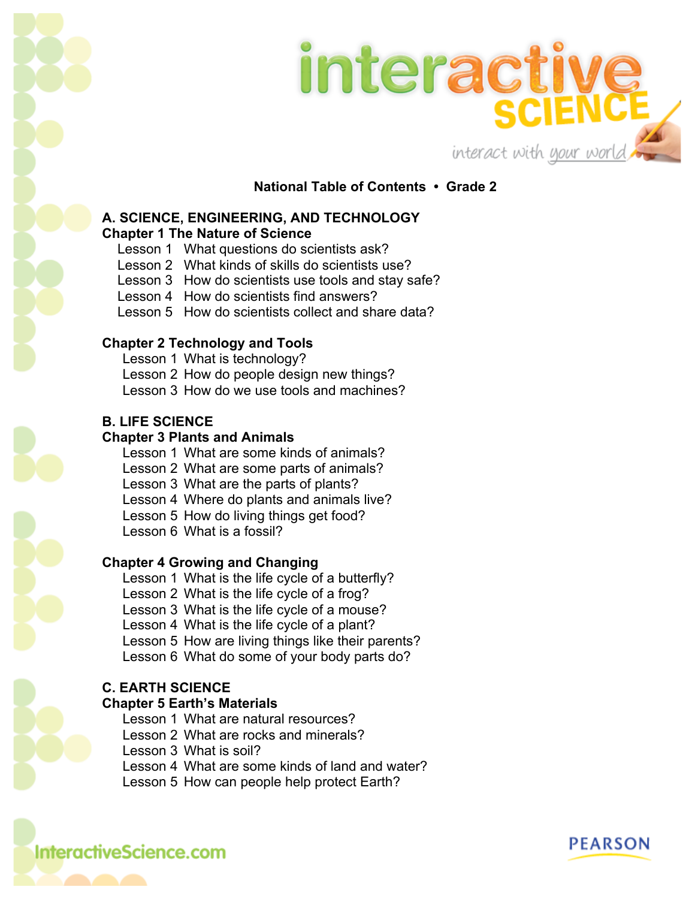# interactive SCIENCE

*interact with your world*

## National Table of Contents • Grade 2

### A. SCIENCE, ENGINEERING, AND TECHNOLOGY

**Chapter 1 The Nature of Science**

- Lesson 1 What questions do scientists ask?
- Lesson 2 What kinds of skills do scientists use?
- Lesson 3 How do scientists use tools and stay safe?
- Lesson 4 How do scientists find answers?
- Lesson 5 How do scientists collect and share data?

**Chapter 2 Technology and Tools**

- Lesson 1 What is technology?
- Lesson 2 How do people design new things?
- Lesson 3 How do we use tools and machines?

### B. LIFE SCIENCE

**Chapter 3 Plants and Animals**

- Lesson 1 What are some kinds of animals?
- Lesson 2 What are some parts of animals?
- Lesson 3 What are the parts of plants?
- Lesson 4 Where do plants and animals live?
- Lesson 5 How do living things get food?
- Lesson 6 What is a fossil?

**Chapter 4 Growing and Changing**

- Lesson 1 What is the life cycle of a butterfly?
- Lesson 2 What is the life cycle of a frog?
- Lesson 3 What is the life cycle of a mouse?
- Lesson 4 What is the life cycle of a plant?
- Lesson 5 How are living things like their parents?
- Lesson 6 What do some of your body parts do?

### C. EARTH SCIENCE

**Chapter 5 Earth's Materials**

- Lesson 1 What are natural resources?
- Lesson 2 What are rocks and minerals?
- Lesson 3 What is soil?
- Lesson 4 What are some kinds of land and water?
- Lesson 5 How can people help protect Earth?

InteractiveScience.com

PEARSON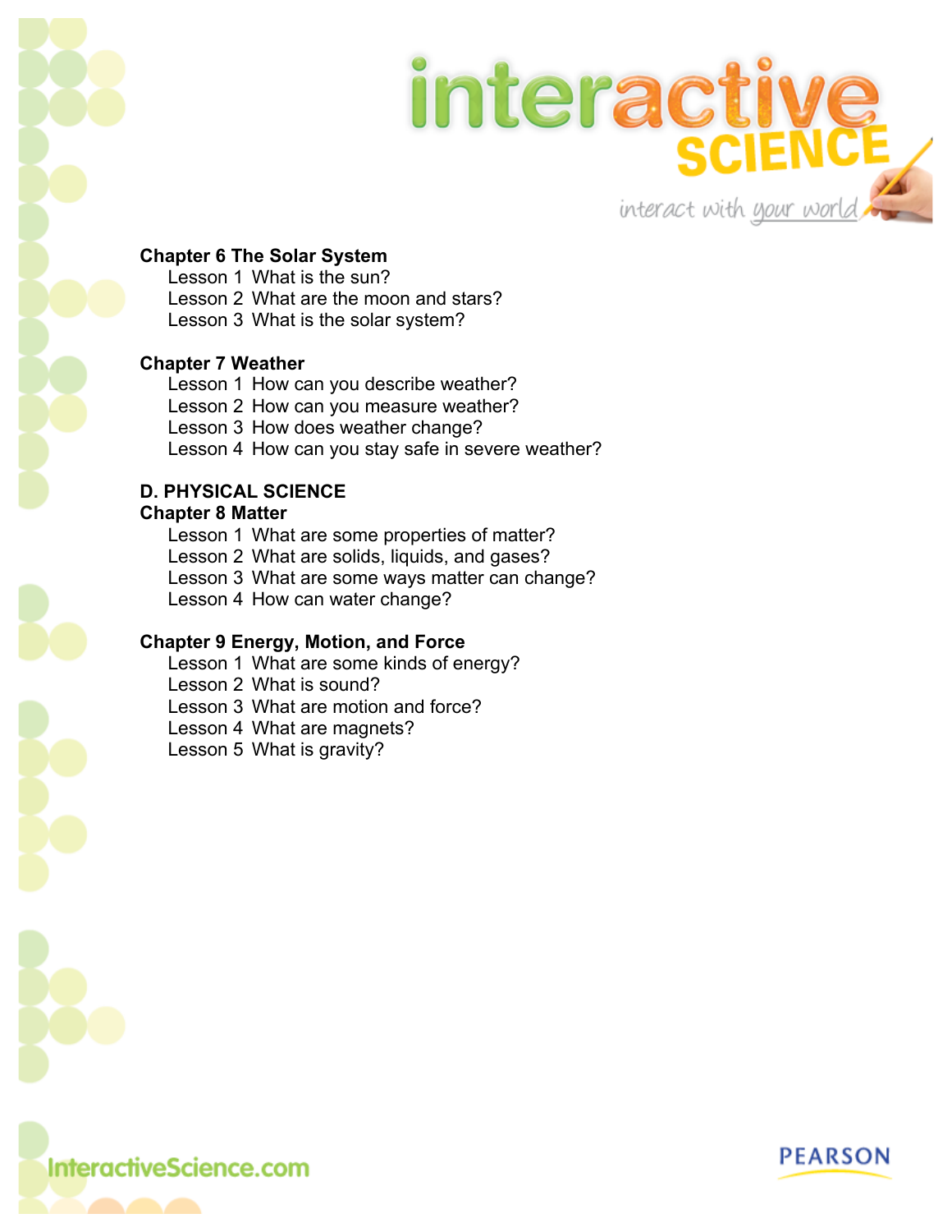## Chapter 6 The Solar System

- Lesson 1 What is the sun?
- Lesson 2 What are the moon and stars?
- Lesson 3 What is the solar system?

## Chapter 7 Weather

- Lesson 1 How can you describe weather?
- Lesson 2 How can you measure weather?
- Lesson 3 How does weather change?
- Lesson 4 How can you stay safe in severe weather?

# D. PHYSICAL SCIENCE

## Chapter 8 Matter

- Lesson 1 What are some properties of matter?
- Lesson 2 What are solids, liquids, and gases?
- Lesson 3 What are some ways matter can change?
- Lesson 4 How can water change?

## Chapter 9 Energy, Motion, and Force

- Lesson 1 What are some kinds of energy?
- Lesson 2 What is sound?
- Lesson 3 What are motion and force?
- Lesson 4 What are magnets?
- Lesson 5 What is gravity?